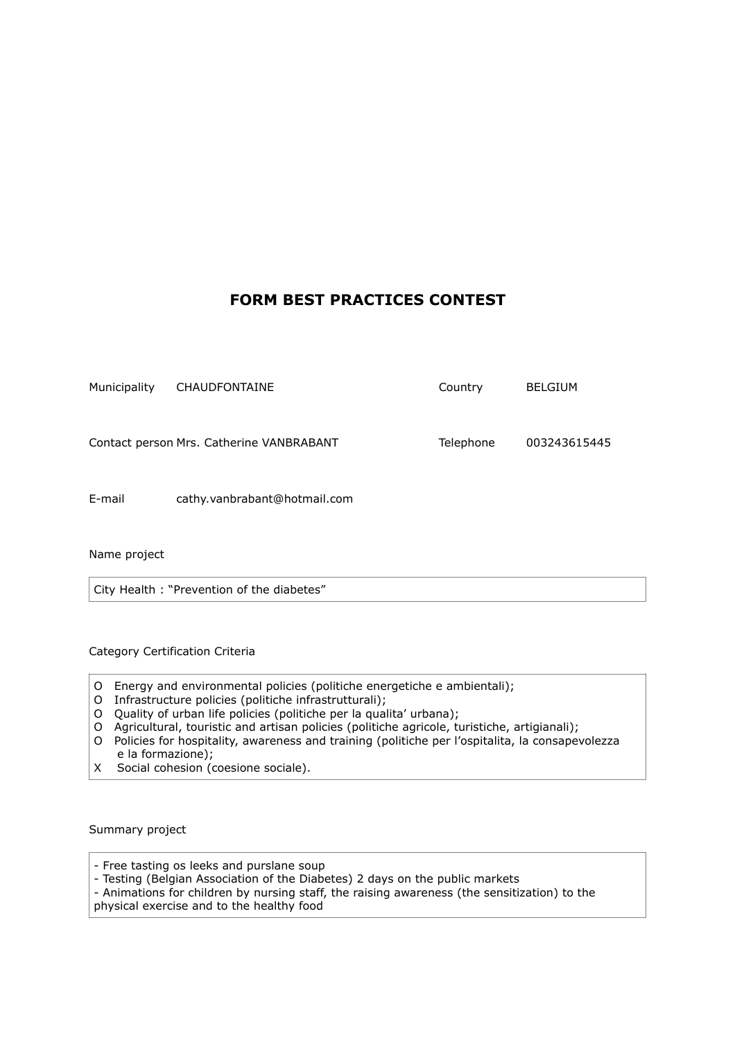# FORM BEST PRACTICES CONTEST

| | | | |
|---|---|---|---|
| Municipality | CHAUDFONTAINE | Country | BELGIUM |
| Contact person | Mrs. Catherine VANBRABANT | Telephone | 003243615445 |
| E-mail | cathy.vanbrabant@hotmail.com | | |

Name project

City Health : "Prevention of the diabetes"

Category Certification Criteria

O Energy and environmental policies (politiche energetiche e ambientali);
O Infrastructure policies (politiche infrastrutturali);
O Quality of urban life policies (politiche per la qualita' urbana);
O Agricultural, touristic and artisan policies (politiche agricole, turistiche, artigianali);
O Policies for hospitality, awareness and training (politiche per l'ospitalita, la consapevolezza e la formazione);
X Social cohesion (coesione sociale).

Summary project

- Free tasting os leeks and purslane soup
- Testing (Belgian Association of the Diabetes) 2 days on the public markets
- Animations for children by nursing staff, the raising awareness (the sensitization) to the physical exercise and to the healthy food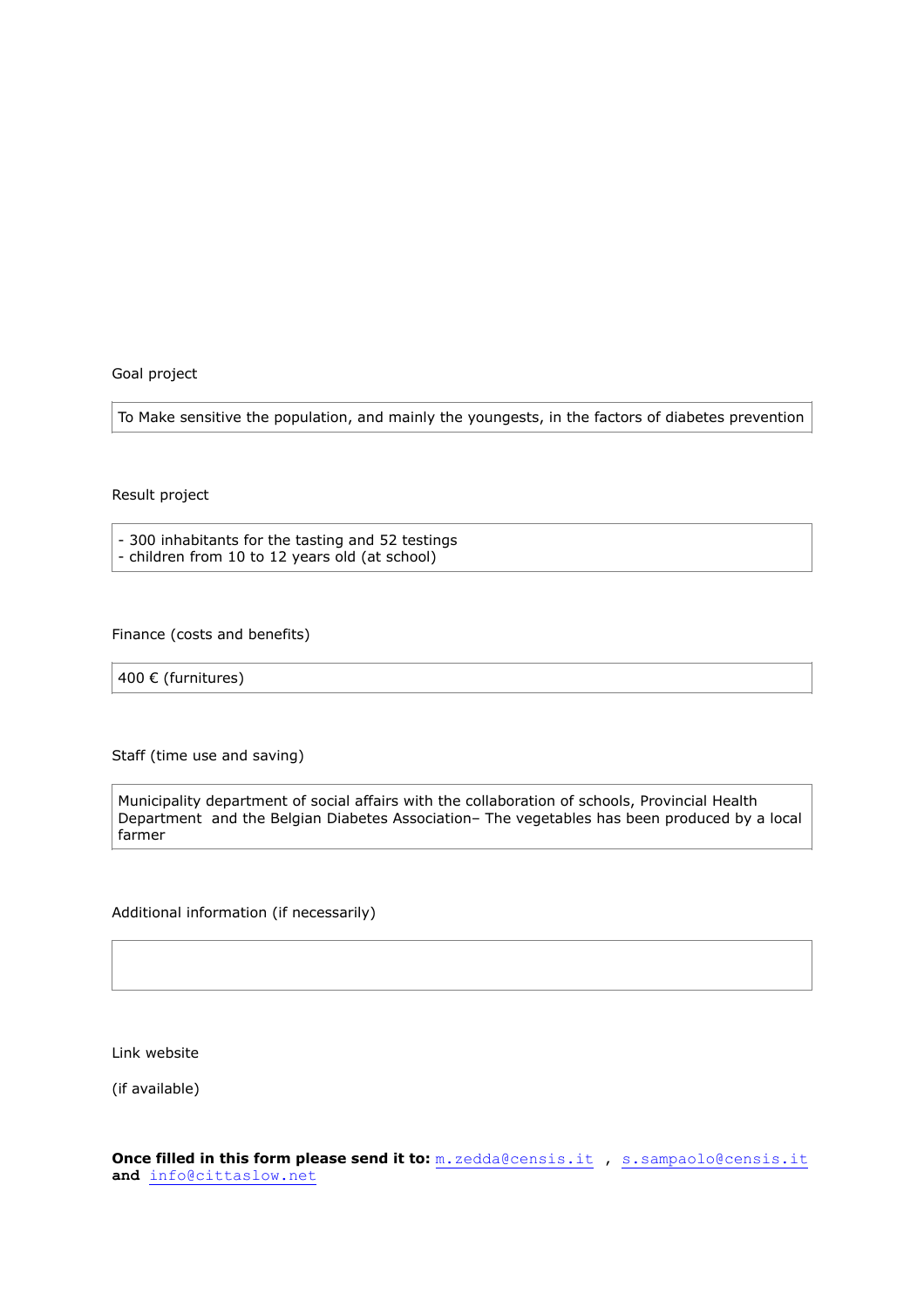Goal project

| |
|---|
| To Make sensitive the population, and mainly the youngests, in the factors of diabetes prevention |

Result project

| |
|---|
| - 300 inhabitants for the tasting and 52 testings<br>- children from 10 to 12 years old (at school) |

Finance (costs and benefits)

| |
|---|
| 400 € (furnitures) |

Staff (time use and saving)

| |
|---|
| Municipality department of social affairs with the collaboration of schools, Provincial Health Department and the Belgian Diabetes Association– The vegetables has been produced by a local farmer |

Additional information (if necessarily)

| |
|---|
| |

Link website

(if available)

**Once filled in this form please send it to:** m.zedda@censis.it , s.sampaolo@censis.it **and** info@cittaslow.net